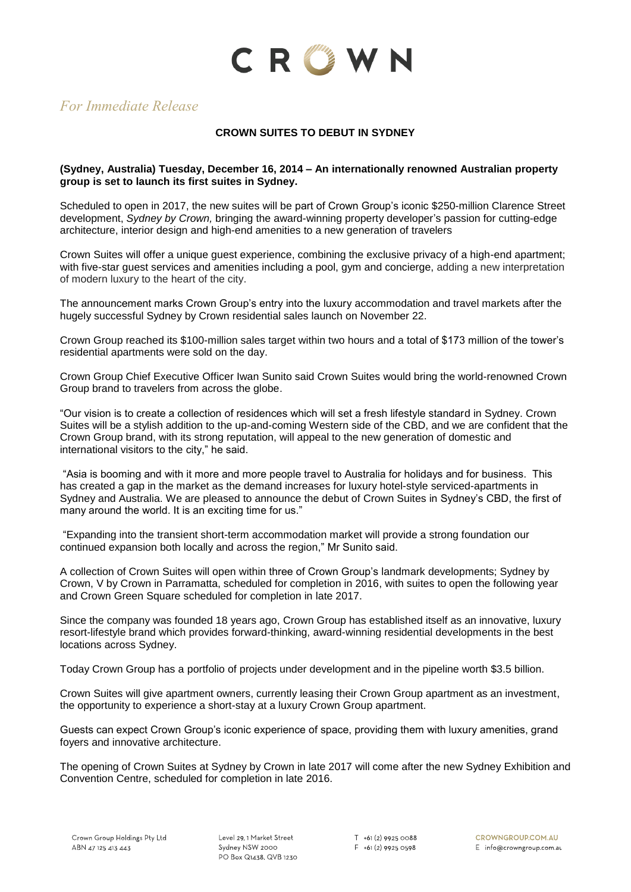# CROWN

*For Immediate Release*

**CROWN SUITES TO DEBUT IN SYDNEY**

**(Sydney, Australia) Tuesday, December 16, 2014 – An internationally renowned Australian property group is set to launch its first suites in Sydney.**

Scheduled to open in 2017, the new suites will be part of Crown Group's iconic $250-million Clarence Street development, *Sydney by Crown,* bringing the award-winning property developer's passion for cutting-edge architecture, interior design and high-end amenities to a new generation of travelers

Crown Suites will offer a unique guest experience, combining the exclusive privacy of a high-end apartment; with five-star guest services and amenities including a pool, gym and concierge, adding a new interpretation of modern luxury to the heart of the city.

The announcement marks Crown Group's entry into the luxury accommodation and travel markets after the hugely successful Sydney by Crown residential sales launch on November 22.

Crown Group reached its $100-million sales target within two hours and a total of $173 million of the tower's residential apartments were sold on the day.

Crown Group Chief Executive Officer Iwan Sunito said Crown Suites would bring the world-renowned Crown Group brand to travelers from across the globe.

"Our vision is to create a collection of residences which will set a fresh lifestyle standard in Sydney. Crown Suites will be a stylish addition to the up-and-coming Western side of the CBD, and we are confident that the Crown Group brand, with its strong reputation, will appeal to the new generation of domestic and international visitors to the city," he said.

"Asia is booming and with it more and more people travel to Australia for holidays and for business. This has created a gap in the market as the demand increases for luxury hotel-style serviced-apartments in Sydney and Australia. We are pleased to announce the debut of Crown Suites in Sydney's CBD, the first of many around the world. It is an exciting time for us."

"Expanding into the transient short-term accommodation market will provide a strong foundation our continued expansion both locally and across the region," Mr Sunito said.

A collection of Crown Suites will open within three of Crown Group's landmark developments; Sydney by Crown, V by Crown in Parramatta, scheduled for completion in 2016, with suites to open the following year and Crown Green Square scheduled for completion in late 2017.

Since the company was founded 18 years ago, Crown Group has established itself as an innovative, luxury resort-lifestyle brand which provides forward-thinking, award-winning residential developments in the best locations across Sydney.

Today Crown Group has a portfolio of projects under development and in the pipeline worth $3.5 billion.

Crown Suites will give apartment owners, currently leasing their Crown Group apartment as an investment, the opportunity to experience a short-stay at a luxury Crown Group apartment.

Guests can expect Crown Group's iconic experience of space, providing them with luxury amenities, grand foyers and innovative architecture.

The opening of Crown Suites at Sydney by Crown in late 2017 will come after the new Sydney Exhibition and Convention Centre, scheduled for completion in late 2016.

Crown Group Holdings Pty Ltd
ABN 47 125 413 443

Level 29, 1 Market Street
Sydney NSW 2000
PO Box Q1438, QVB 1230

T +61 (2) 9925 0088
F +61 (2) 9925 0598

CROWNGROUP.COM.AU
E info@crowngroup.com.au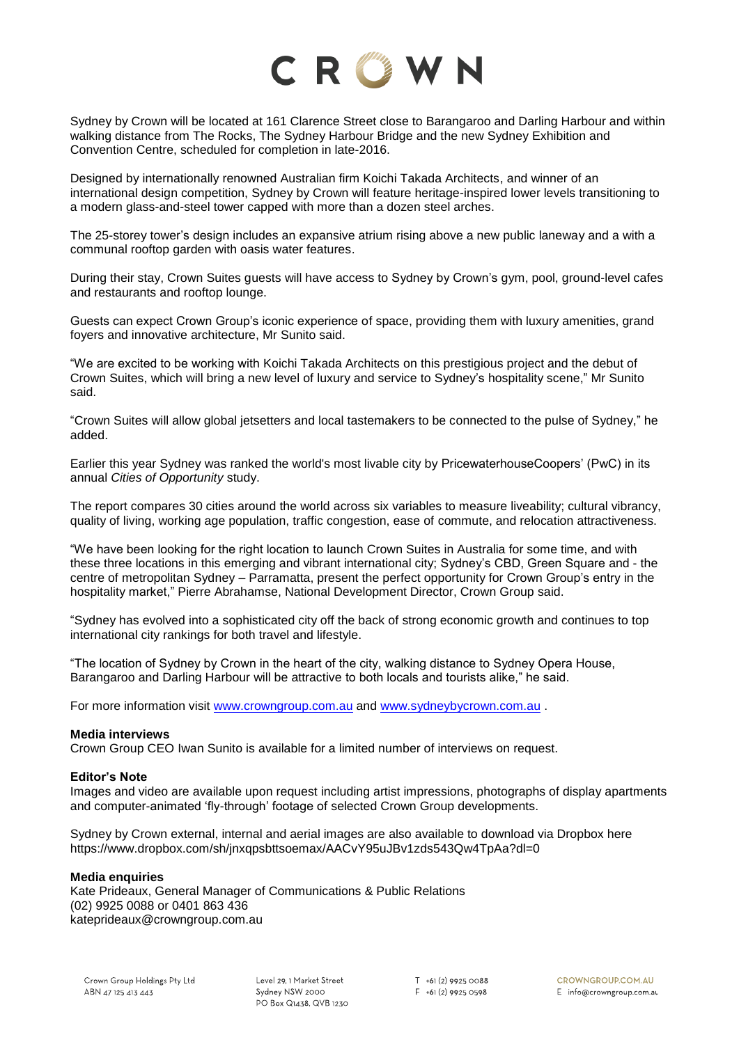Sydney by Crown will be located at 161 Clarence Street close to Barangaroo and Darling Harbour and within walking distance from The Rocks, The Sydney Harbour Bridge and the new Sydney Exhibition and Convention Centre, scheduled for completion in late-2016.

Designed by internationally renowned Australian firm Koichi Takada Architects, and winner of an international design competition, Sydney by Crown will feature heritage-inspired lower levels transitioning to a modern glass-and-steel tower capped with more than a dozen steel arches.

The 25-storey tower's design includes an expansive atrium rising above a new public laneway and a with a communal rooftop garden with oasis water features.

During their stay, Crown Suites guests will have access to Sydney by Crown's gym, pool, ground-level cafes and restaurants and rooftop lounge.

Guests can expect Crown Group's iconic experience of space, providing them with luxury amenities, grand foyers and innovative architecture, Mr Sunito said.

"We are excited to be working with Koichi Takada Architects on this prestigious project and the debut of Crown Suites, which will bring a new level of luxury and service to Sydney's hospitality scene," Mr Sunito said.

"Crown Suites will allow global jetsetters and local tastemakers to be connected to the pulse of Sydney," he added.

Earlier this year Sydney was ranked the world's most livable city by PricewaterhouseCoopers' (PwC) in its annual *Cities of Opportunity* study.

The report compares 30 cities around the world across six variables to measure liveability; cultural vibrancy, quality of living, working age population, traffic congestion, ease of commute, and relocation attractiveness.

"We have been looking for the right location to launch Crown Suites in Australia for some time, and with these three locations in this emerging and vibrant international city; Sydney's CBD, Green Square and - the centre of metropolitan Sydney – Parramatta, present the perfect opportunity for Crown Group's entry in the hospitality market," Pierre Abrahamse, National Development Director, Crown Group said.

"Sydney has evolved into a sophisticated city off the back of strong economic growth and continues to top international city rankings for both travel and lifestyle.

"The location of Sydney by Crown in the heart of the city, walking distance to Sydney Opera House, Barangaroo and Darling Harbour will be attractive to both locals and tourists alike," he said.

For more information visit www.crowngroup.com.au and www.sydneybycrown.com.au .

**Media interviews**
Crown Group CEO Iwan Sunito is available for a limited number of interviews on request.

**Editor's Note**
Images and video are available upon request including artist impressions, photographs of display apartments and computer-animated 'fly-through' footage of selected Crown Group developments.

Sydney by Crown external, internal and aerial images are also available to download via Dropbox here https://www.dropbox.com/sh/jnxqpsbttsoemax/AACvY95uJBv1zds543Qw4TpAa?dl=0

**Media enquiries**
Kate Prideaux, General Manager of Communications & Public Relations
(02) 9925 0088 or 0401 863 436
kateprideaux@crowngroup.com.au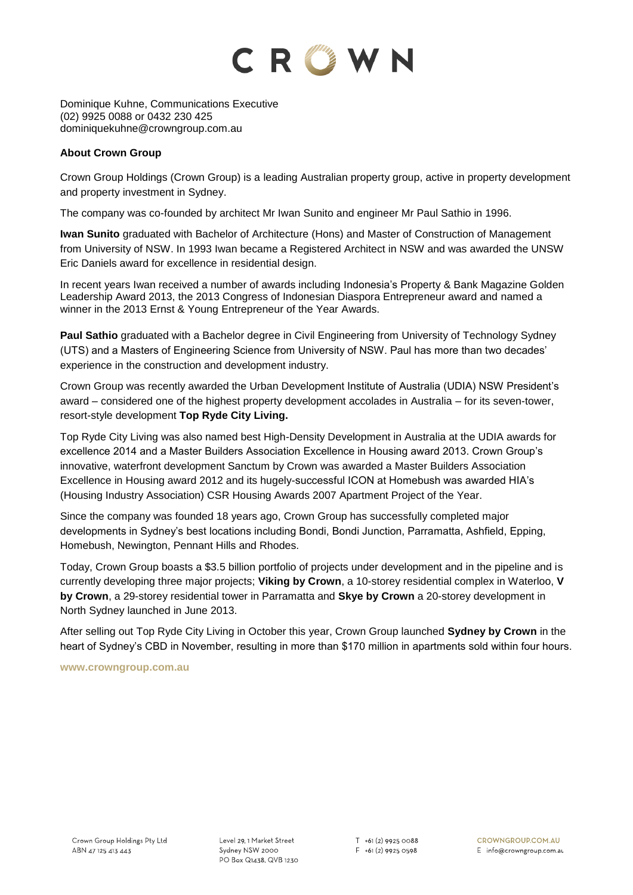Dominique Kuhne, Communications Executive
(02) 9925 0088 or 0432 230 425
dominiquekuhne@crowngroup.com.au

**About Crown Group**

Crown Group Holdings (Crown Group) is a leading Australian property group, active in property development and property investment in Sydney.

The company was co-founded by architect Mr Iwan Sunito and engineer Mr Paul Sathio in 1996.

**Iwan Sunito** graduated with Bachelor of Architecture (Hons) and Master of Construction of Management from University of NSW. In 1993 Iwan became a Registered Architect in NSW and was awarded the UNSW Eric Daniels award for excellence in residential design.

In recent years Iwan received a number of awards including Indonesia's Property & Bank Magazine Golden Leadership Award 2013, the 2013 Congress of Indonesian Diaspora Entrepreneur award and named a winner in the 2013 Ernst & Young Entrepreneur of the Year Awards.

**Paul Sathio** graduated with a Bachelor degree in Civil Engineering from University of Technology Sydney (UTS) and a Masters of Engineering Science from University of NSW. Paul has more than two decades' experience in the construction and development industry.

Crown Group was recently awarded the Urban Development Institute of Australia (UDIA) NSW President's award – considered one of the highest property development accolades in Australia – for its seven-tower, resort-style development **Top Ryde City Living.**

Top Ryde City Living was also named best High-Density Development in Australia at the UDIA awards for excellence 2014 and a Master Builders Association Excellence in Housing award 2013. Crown Group's innovative, waterfront development Sanctum by Crown was awarded a Master Builders Association Excellence in Housing award 2012 and its hugely-successful ICON at Homebush was awarded HIA's (Housing Industry Association) CSR Housing Awards 2007 Apartment Project of the Year.

Since the company was founded 18 years ago, Crown Group has successfully completed major developments in Sydney's best locations including Bondi, Bondi Junction, Parramatta, Ashfield, Epping, Homebush, Newington, Pennant Hills and Rhodes.

Today, Crown Group boasts a $3.5 billion portfolio of projects under development and in the pipeline and is currently developing three major projects; **Viking by Crown**, a 10-storey residential complex in Waterloo, **V by Crown**, a 29-storey residential tower in Parramatta and **Skye by Crown** a 20-storey development in North Sydney launched in June 2013.

After selling out Top Ryde City Living in October this year, Crown Group launched **Sydney by Crown** in the heart of Sydney's CBD in November, resulting in more than $170 million in apartments sold within four hours.

**www.crowngroup.com.au**

Crown Group Holdings Pty Ltd
ABN 47 125 413 443

Level 29, 1 Market Street
Sydney NSW 2000
PO Box Q1438, QVB 1230

T +61 (2) 9925 0088
F +61 (2) 9925 0598

CROWNGROUP.COM.AU
E info@crowngroup.com.au